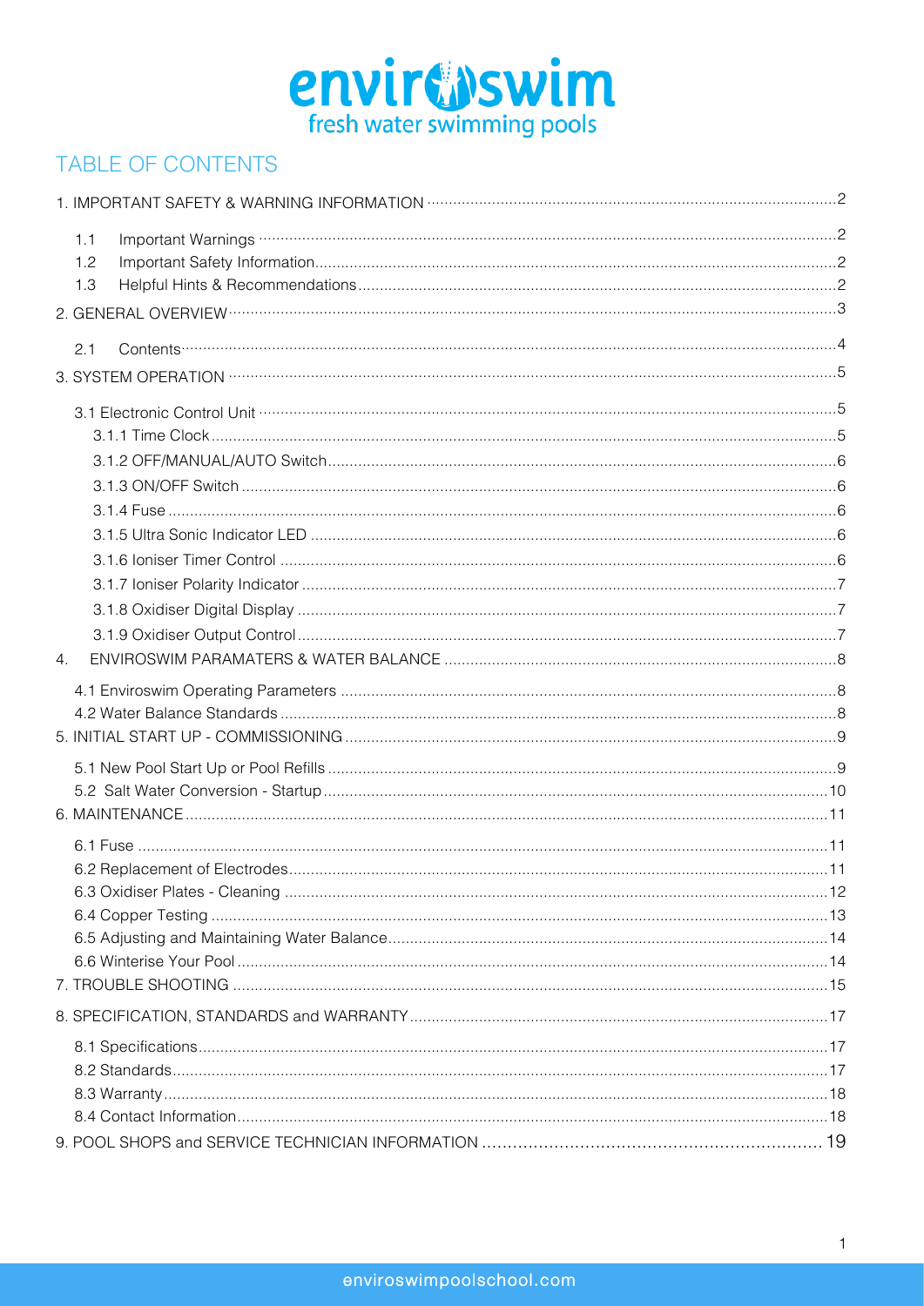enviroswim
fresh water swimming pools

## TABLE OF CONTENTS

1. IMPORTANT SAFETY & WARNING INFORMATION ..... 2
   - 1.1 Important Warnings ..... 2
   - 1.2 Important Safety Information ..... 2
   - 1.3 Helpful Hints & Recommendations ..... 2
2. GENERAL OVERVIEW ..... 3
   - 2.1 Contents ..... 4
3. SYSTEM OPERATION ..... 5
   - 3.1 Electronic Control Unit ..... 5
     - 3.1.1 Time Clock ..... 5
     - 3.1.2 OFF/MANUAL/AUTO Switch ..... 6
     - 3.1.3 ON/OFF Switch ..... 6
     - 3.1.4 Fuse ..... 6
     - 3.1.5 Ultra Sonic Indicator LED ..... 6
     - 3.1.6 Ioniser Timer Control ..... 6
     - 3.1.7 Ioniser Polarity Indicator ..... 7
     - 3.1.8 Oxidiser Digital Display ..... 7
     - 3.1.9 Oxidiser Output Control ..... 7
4. ENVIROSWIM PARAMATERS & WATER BALANCE ..... 8
   - 4.1 Enviroswim Operating Parameters ..... 8
   - 4.2 Water Balance Standards ..... 8
5. INITIAL START UP - COMMISSIONING ..... 9
   - 5.1 New Pool Start Up or Pool Refills ..... 9
   - 5.2 Salt Water Conversion - Startup ..... 10
6. MAINTENANCE ..... 11
   - 6.1 Fuse ..... 11
   - 6.2 Replacement of Electrodes ..... 11
   - 6.3 Oxidiser Plates - Cleaning ..... 12
   - 6.4 Copper Testing ..... 13
   - 6.5 Adjusting and Maintaining Water Balance ..... 14
   - 6.6 Winterise Your Pool ..... 14
7. TROUBLE SHOOTING ..... 15
8. SPECIFICATION, STANDARDS and WARRANTY ..... 17
   - 8.1 Specifications ..... 17
   - 8.2 Standards ..... 17
   - 8.3 Warranty ..... 18
   - 8.4 Contact Information ..... 18
9. POOL SHOPS and SERVICE TECHNICIAN INFORMATION ..... 19

enviroswimpoolschool.com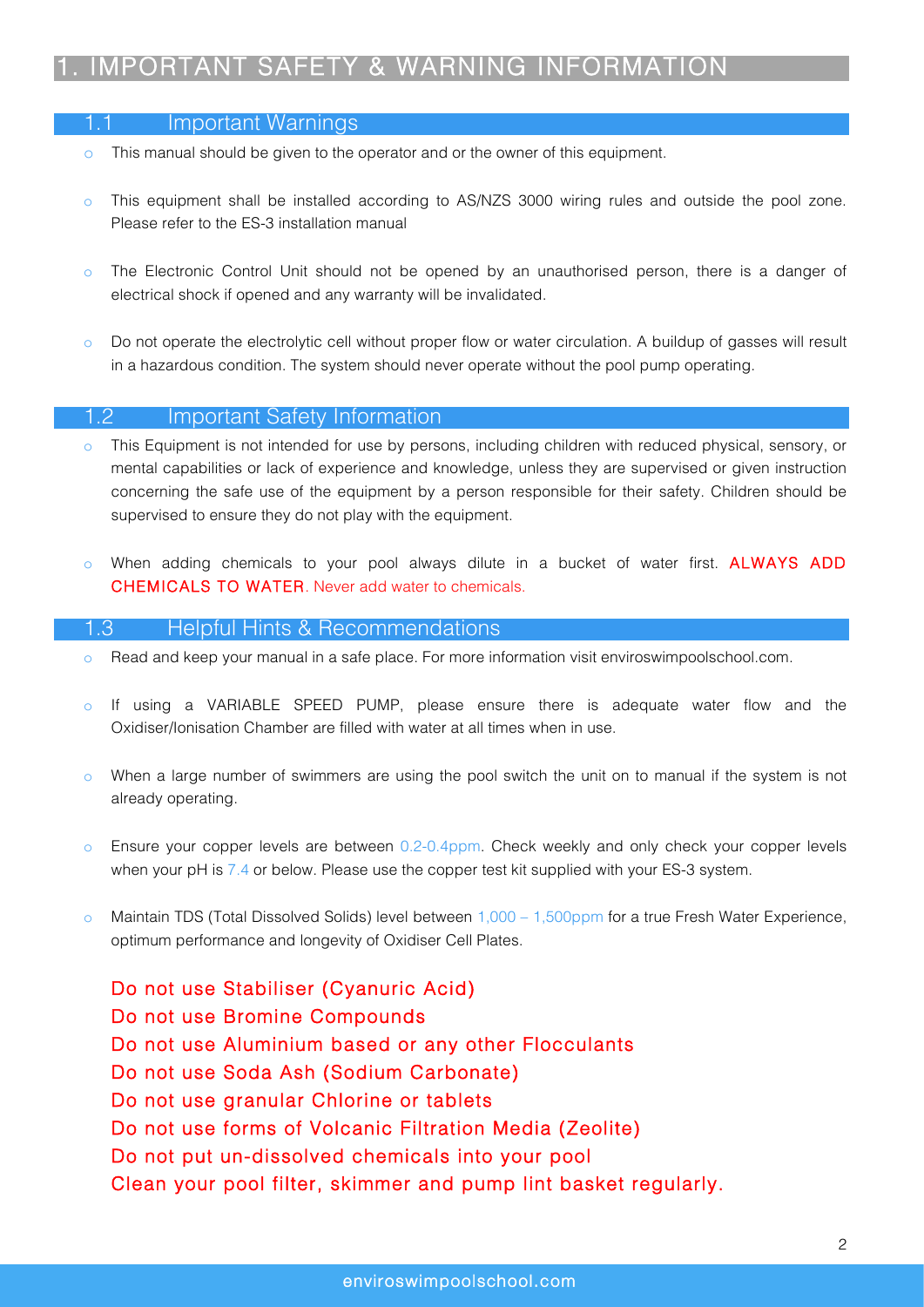# 1. IMPORTANT SAFETY & WARNING INFORMATION

## 1.1 Important Warnings

- This manual should be given to the operator and or the owner of this equipment.
- This equipment shall be installed according to AS/NZS 3000 wiring rules and outside the pool zone. Please refer to the ES-3 installation manual
- The Electronic Control Unit should not be opened by an unauthorised person, there is a danger of electrical shock if opened and any warranty will be invalidated.
- Do not operate the electrolytic cell without proper flow or water circulation. A buildup of gasses will result in a hazardous condition. The system should never operate without the pool pump operating.

## 1.2 Important Safety Information

- This Equipment is not intended for use by persons, including children with reduced physical, sensory, or mental capabilities or lack of experience and knowledge, unless they are supervised or given instruction concerning the safe use of the equipment by a person responsible for their safety. Children should be supervised to ensure they do not play with the equipment.
- When adding chemicals to your pool always dilute in a bucket of water first. **ALWAYS ADD CHEMICALS TO WATER**. Never add water to chemicals.

## 1.3 Helpful Hints & Recommendations

- Read and keep your manual in a safe place. For more information visit enviroswimpoolschool.com.
- If using a VARIABLE SPEED PUMP, please ensure there is adequate water flow and the Oxidiser/Ionisation Chamber are filled with water at all times when in use.
- When a large number of swimmers are using the pool switch the unit on to manual if the system is not already operating.
- Ensure your copper levels are between 0.2-0.4ppm. Check weekly and only check your copper levels when your pH is 7.4 or below. Please use the copper test kit supplied with your ES-3 system.
- Maintain TDS (Total Dissolved Solids) level between 1,000 – 1,500ppm for a true Fresh Water Experience, optimum performance and longevity of Oxidiser Cell Plates.

Do not use Stabiliser (Cyanuric Acid)
Do not use Bromine Compounds
Do not use Aluminium based or any other Flocculants
Do not use Soda Ash (Sodium Carbonate)
Do not use granular Chlorine or tablets
Do not use forms of Volcanic Filtration Media (Zeolite)
Do not put un-dissolved chemicals into your pool
Clean your pool filter, skimmer and pump lint basket regularly.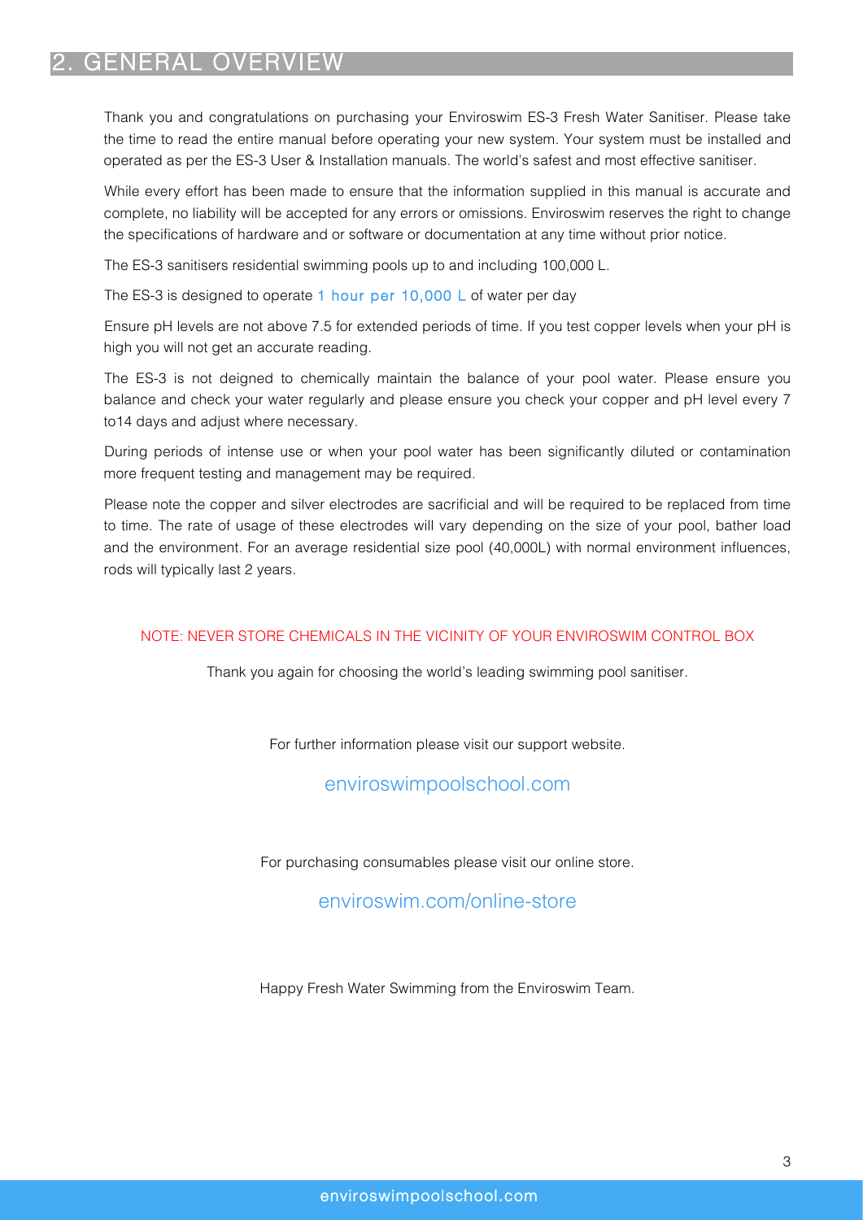## 2. GENERAL OVERVIEW

Thank you and congratulations on purchasing your Enviroswim ES-3 Fresh Water Sanitiser. Please take the time to read the entire manual before operating your new system. Your system must be installed and operated as per the ES-3 User & Installation manuals. The world's safest and most effective sanitiser.

While every effort has been made to ensure that the information supplied in this manual is accurate and complete, no liability will be accepted for any errors or omissions. Enviroswim reserves the right to change the specifications of hardware and or software or documentation at any time without prior notice.

The ES-3 sanitisers residential swimming pools up to and including 100,000 L.

The ES-3 is designed to operate 1 hour per 10,000 L of water per day

Ensure pH levels are not above 7.5 for extended periods of time. If you test copper levels when your pH is high you will not get an accurate reading.

The ES-3 is not deigned to chemically maintain the balance of your pool water. Please ensure you balance and check your water regularly and please ensure you check your copper and pH level every 7 to14 days and adjust where necessary.

During periods of intense use or when your pool water has been significantly diluted or contamination more frequent testing and management may be required.

Please note the copper and silver electrodes are sacrificial and will be required to be replaced from time to time. The rate of usage of these electrodes will vary depending on the size of your pool, bather load and the environment. For an average residential size pool (40,000L) with normal environment influences, rods will typically last 2 years.

NOTE: NEVER STORE CHEMICALS IN THE VICINITY OF YOUR ENVIROSWIM CONTROL BOX

Thank you again for choosing the world's leading swimming pool sanitiser.

For further information please visit our support website.

enviroswimpoolschool.com

For purchasing consumables please visit our online store.

enviroswim.com/online-store

Happy Fresh Water Swimming from the Enviroswim Team.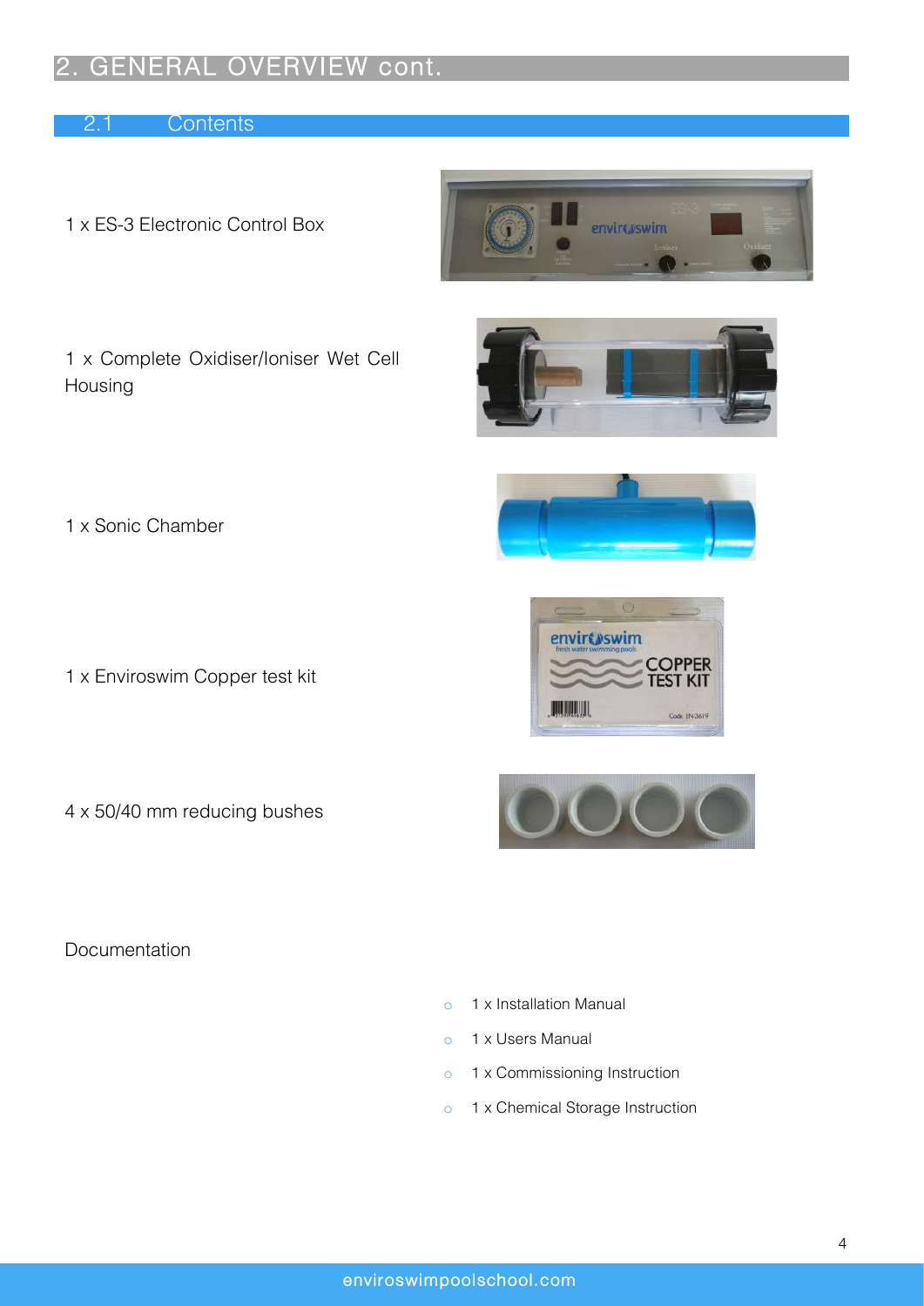# 2. GENERAL OVERVIEW cont.

## 2.1 Contents

1 x ES-3 Electronic Control Box

1 x Complete Oxidiser/Ioniser Wet Cell Housing

1 x Sonic Chamber

1 x Enviroswim Copper test kit

4 x 50/40 mm reducing bushes

Documentation

- 1 x Installation Manual
- 1 x Users Manual
- 1 x Commissioning Instruction
- 1 x Chemical Storage Instruction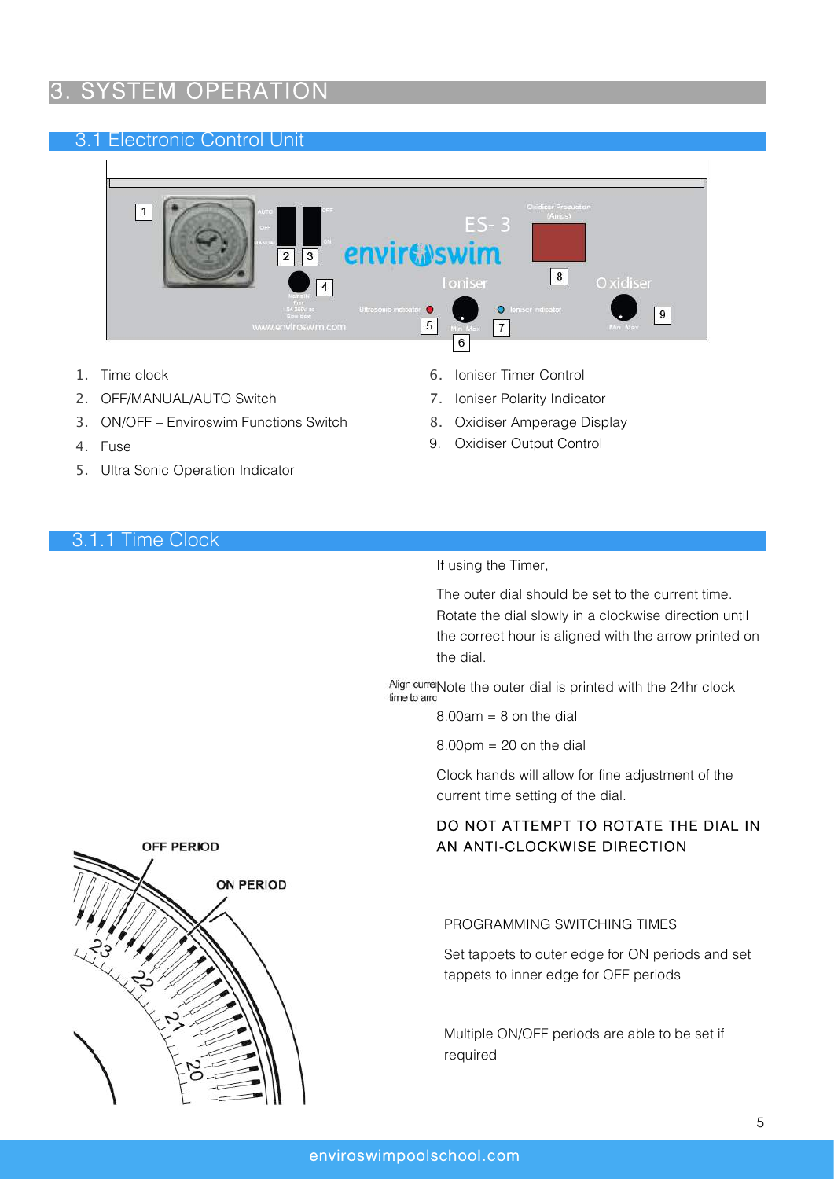# 3. SYSTEM OPERATION

## 3.1 Electronic Control Unit

1. Time clock
2. OFF/MANUAL/AUTO Switch
3. ON/OFF – Enviroswim Functions Switch
4. Fuse
5. Ultra Sonic Operation Indicator
6. Ioniser Timer Control
7. Ioniser Polarity Indicator
8. Oxidiser Amperage Display
9. Oxidiser Output Control

### 3.1.1 Time Clock

If using the Timer,

The outer dial should be set to the current time. Rotate the dial slowly in a clockwise direction until the correct hour is aligned with the arrow printed on the dial.

Note the outer dial is printed with the 24hr clock

8.00am = 8 on the dial

8.00pm = 20 on the dial

Clock hands will allow for fine adjustment of the current time setting of the dial.

DO NOT ATTEMPT TO ROTATE THE DIAL IN AN ANTI-CLOCKWISE DIRECTION

PROGRAMMING SWITCHING TIMES

Set tappets to outer edge for ON periods and set tappets to inner edge for OFF periods

Multiple ON/OFF periods are able to be set if required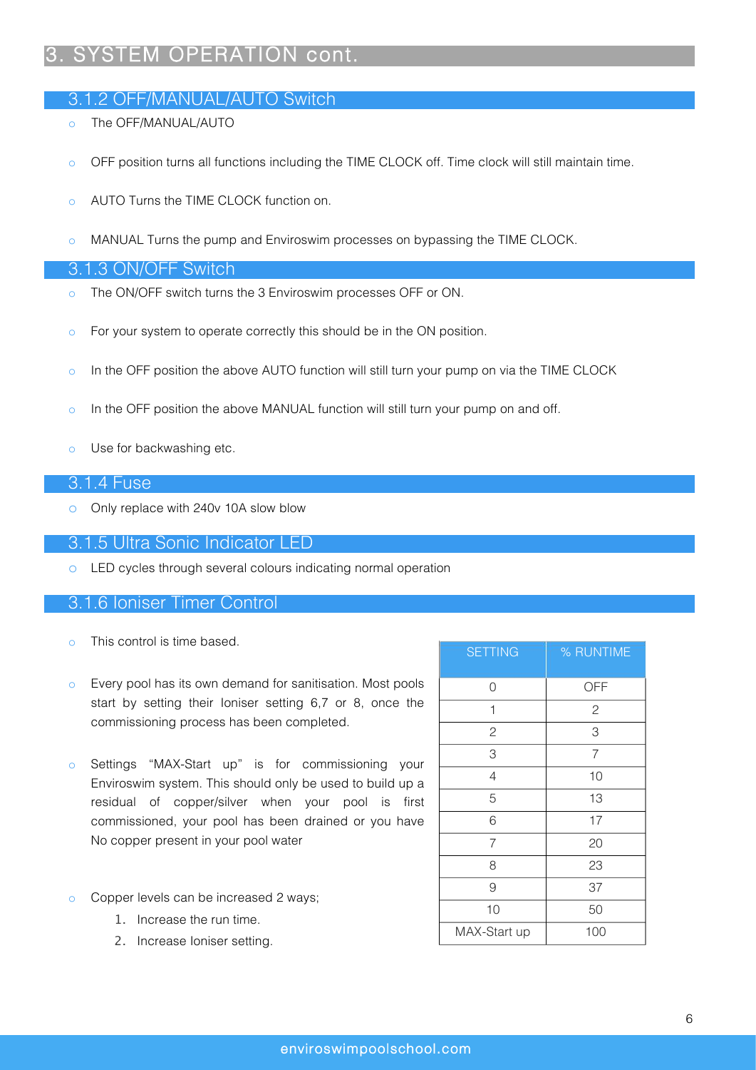# 3. SYSTEM OPERATION cont.

## 3.1.2 OFF/MANUAL/AUTO Switch

- The OFF/MANUAL/AUTO
- OFF position turns all functions including the TIME CLOCK off. Time clock will still maintain time.
- AUTO Turns the TIME CLOCK function on.
- MANUAL Turns the pump and Enviroswim processes on bypassing the TIME CLOCK.

## 3.1.3 ON/OFF Switch

- The ON/OFF switch turns the 3 Enviroswim processes OFF or ON.
- For your system to operate correctly this should be in the ON position.
- In the OFF position the above AUTO function will still turn your pump on via the TIME CLOCK
- In the OFF position the above MANUAL function will still turn your pump on and off.
- Use for backwashing etc.

## 3.1.4 Fuse

- Only replace with 240v 10A slow blow

## 3.1.5 Ultra Sonic Indicator LED

- LED cycles through several colours indicating normal operation

## 3.1.6 Ioniser Timer Control

- This control is time based.
- Every pool has its own demand for sanitisation. Most pools start by setting their Ioniser setting 6,7 or 8, once the commissioning process has been completed.
- Settings "MAX-Start up" is for commissioning your Enviroswim system. This should only be used to build up a residual of copper/silver when your pool is first commissioned, your pool has been drained or you have No copper present in your pool water
- Copper levels can be increased 2 ways;
  1. Increase the run time.
  2. Increase Ioniser setting.

| SETTING | % RUNTIME |
| --- | --- |
| 0 | OFF |
| 1 | 2 |
| 2 | 3 |
| 3 | 7 |
| 4 | 10 |
| 5 | 13 |
| 6 | 17 |
| 7 | 20 |
| 8 | 23 |
| 9 | 37 |
| 10 | 50 |
| MAX-Start up | 100 |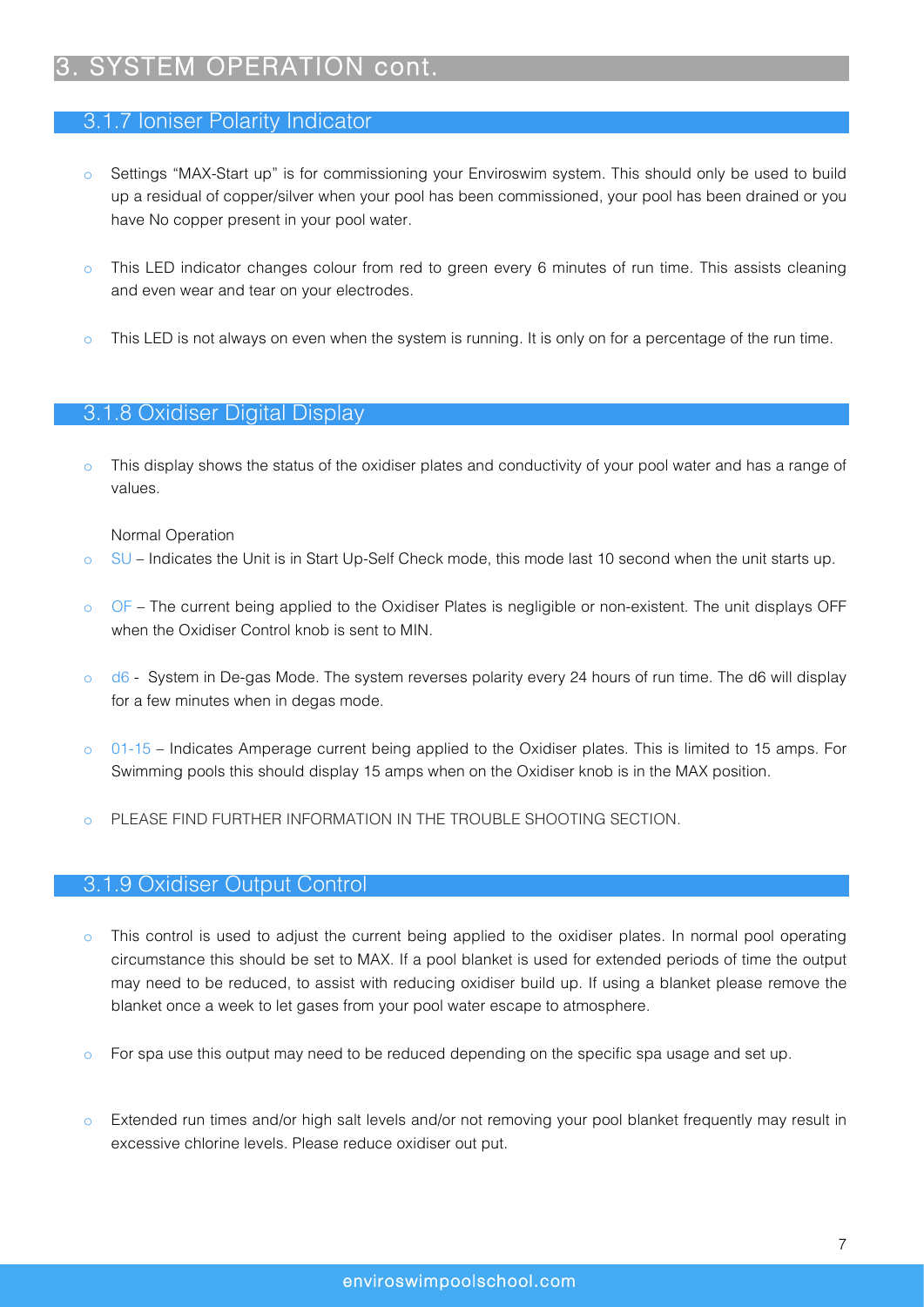# 3. SYSTEM OPERATION cont.

## 3.1.7 Ioniser Polarity Indicator

- Settings "MAX-Start up" is for commissioning your Enviroswim system. This should only be used to build up a residual of copper/silver when your pool has been commissioned, your pool has been drained or you have No copper present in your pool water.
- This LED indicator changes colour from red to green every 6 minutes of run time. This assists cleaning and even wear and tear on your electrodes.
- This LED is not always on even when the system is running. It is only on for a percentage of the run time.

## 3.1.8 Oxidiser Digital Display

- This display shows the status of the oxidiser plates and conductivity of your pool water and has a range of values.

  Normal Operation
- SU – Indicates the Unit is in Start Up-Self Check mode, this mode last 10 second when the unit starts up.
- OF – The current being applied to the Oxidiser Plates is negligible or non-existent. The unit displays OFF when the Oxidiser Control knob is sent to MIN.
- d6 - System in De-gas Mode. The system reverses polarity every 24 hours of run time. The d6 will display for a few minutes when in degas mode.
- 01-15 – Indicates Amperage current being applied to the Oxidiser plates. This is limited to 15 amps. For Swimming pools this should display 15 amps when on the Oxidiser knob is in the MAX position.
- PLEASE FIND FURTHER INFORMATION IN THE TROUBLE SHOOTING SECTION.

## 3.1.9 Oxidiser Output Control

- This control is used to adjust the current being applied to the oxidiser plates. In normal pool operating circumstance this should be set to MAX. If a pool blanket is used for extended periods of time the output may need to be reduced, to assist with reducing oxidiser build up. If using a blanket please remove the blanket once a week to let gases from your pool water escape to atmosphere.
- For spa use this output may need to be reduced depending on the specific spa usage and set up.
- Extended run times and/or high salt levels and/or not removing your pool blanket frequently may result in excessive chlorine levels. Please reduce oxidiser out put.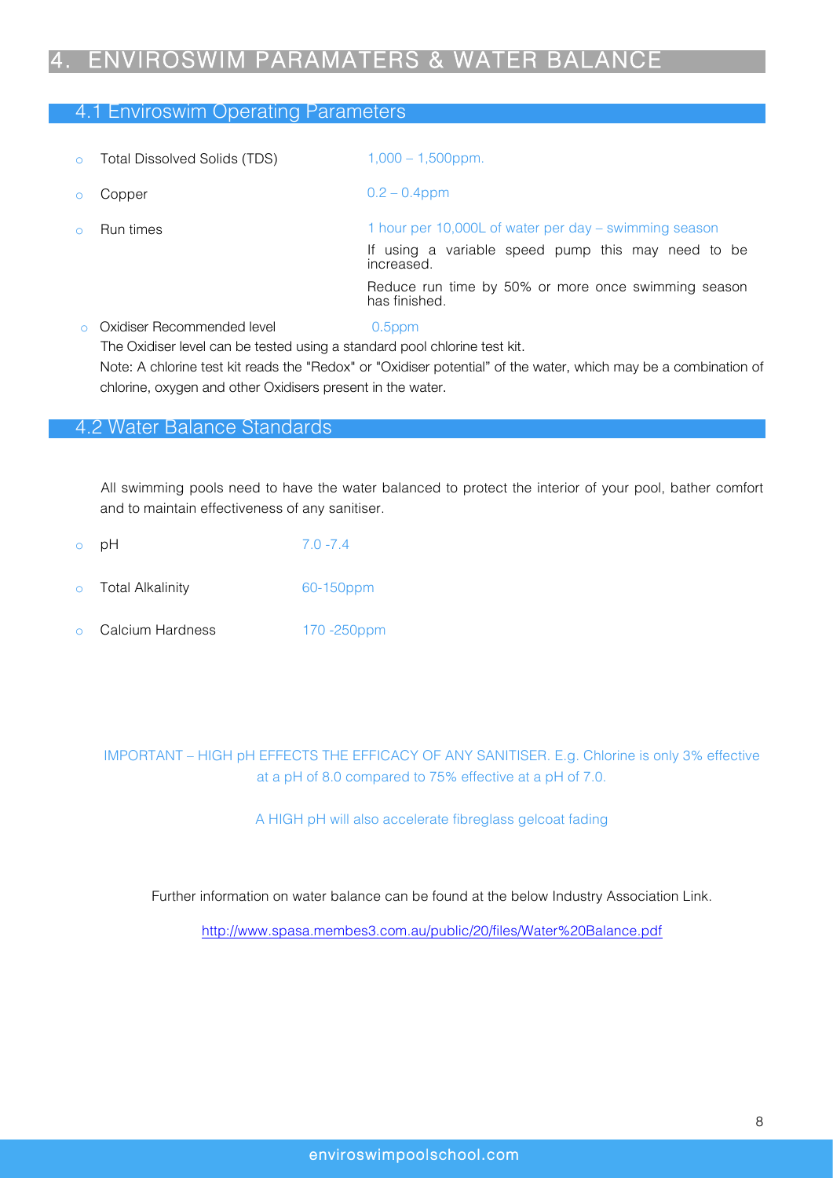# 4. ENVIROSWIM PARAMATERS & WATER BALANCE

## 4.1 Enviroswim Operating Parameters

- Total Dissolved Solids (TDS) — 1,000 – 1,500ppm.
- Copper — 0.2 – 0.4ppm
- Run times — 1 hour per 10,000L of water per day – swimming season

  If using a variable speed pump this may need to be increased.

  Reduce run time by 50% or more once swimming season has finished.
- Oxidiser Recommended level — 0.5ppm

  The Oxidiser level can be tested using a standard pool chlorine test kit.

  Note: A chlorine test kit reads the "Redox" or "Oxidiser potential" of the water, which may be a combination of chlorine, oxygen and other Oxidisers present in the water.

## 4.2 Water Balance Standards

All swimming pools need to have the water balanced to protect the interior of your pool, bather comfort and to maintain effectiveness of any sanitiser.

- pH — 7.0 -7.4
- Total Alkalinity — 60-150ppm
- Calcium Hardness — 170 -250ppm

IMPORTANT – HIGH pH EFFECTS THE EFFICACY OF ANY SANITISER. E.g. Chlorine is only 3% effective at a pH of 8.0 compared to 75% effective at a pH of 7.0.

A HIGH pH will also accelerate fibreglass gelcoat fading

Further information on water balance can be found at the below Industry Association Link.

http://www.spasa.membes3.com.au/public/20/files/Water%20Balance.pdf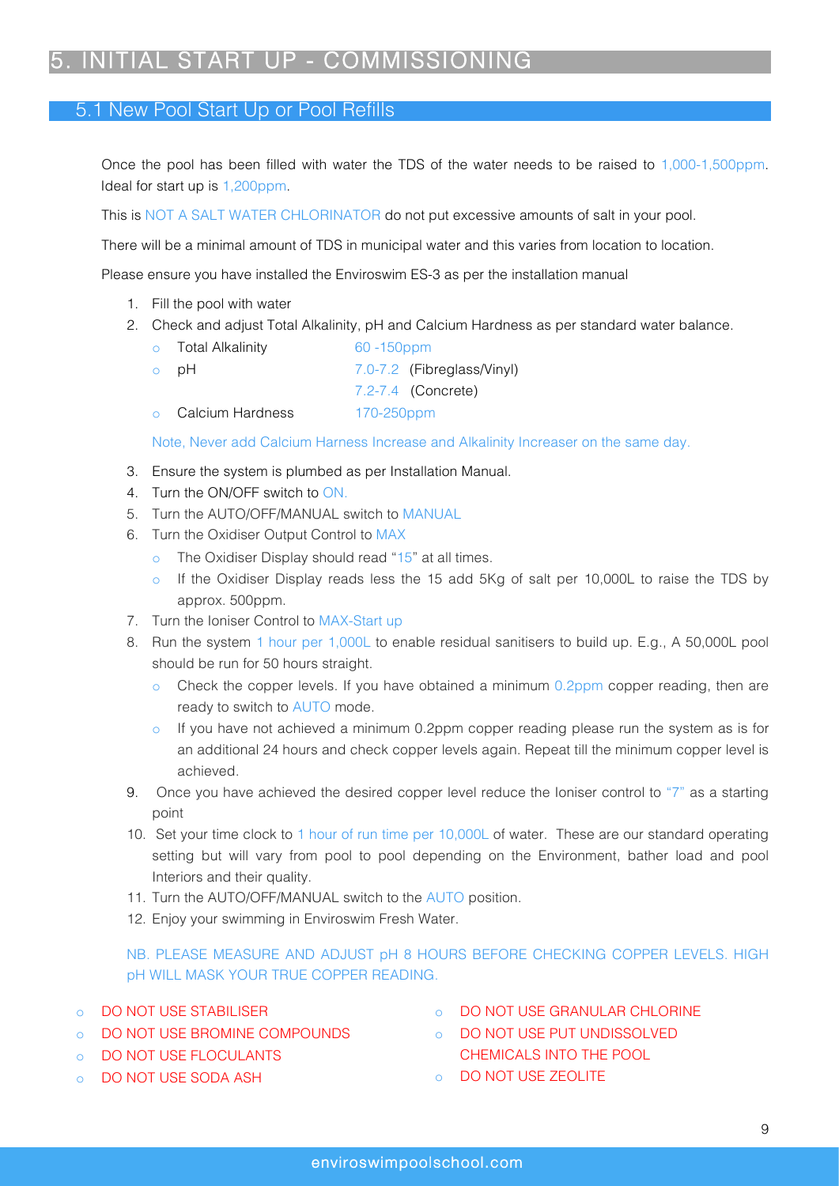# 5. INITIAL START UP - COMMISSIONING

## 5.1 New Pool Start Up or Pool Refills

Once the pool has been filled with water the TDS of the water needs to be raised to 1,000-1,500ppm. Ideal for start up is 1,200ppm.

This is NOT A SALT WATER CHLORINATOR do not put excessive amounts of salt in your pool.

There will be a minimal amount of TDS in municipal water and this varies from location to location.

Please ensure you have installed the Enviroswim ES-3 as per the installation manual

1. Fill the pool with water
2. Check and adjust Total Alkalinity, pH and Calcium Hardness as per standard water balance.
   - Total Alkalinity 60 -150ppm
   - pH 7.0-7.2 (Fibreglass/Vinyl)
     7.2-7.4 (Concrete)
   - Calcium Hardness 170-250ppm

   Note, Never add Calcium Harness Increase and Alkalinity Increaser on the same day.
3. Ensure the system is plumbed as per Installation Manual.
4. Turn the ON/OFF switch to ON.
5. Turn the AUTO/OFF/MANUAL switch to MANUAL
6. Turn the Oxidiser Output Control to MAX
   - The Oxidiser Display should read "15" at all times.
   - If the Oxidiser Display reads less the 15 add 5Kg of salt per 10,000L to raise the TDS by approx. 500ppm.
7. Turn the Ioniser Control to MAX-Start up
8. Run the system 1 hour per 1,000L to enable residual sanitisers to build up. E.g., A 50,000L pool should be run for 50 hours straight.
   - Check the copper levels. If you have obtained a minimum 0.2ppm copper reading, then are ready to switch to AUTO mode.
   - If you have not achieved a minimum 0.2ppm copper reading please run the system as is for an additional 24 hours and check copper levels again. Repeat till the minimum copper level is achieved.
9. Once you have achieved the desired copper level reduce the Ioniser control to "7" as a starting point
10. Set your time clock to 1 hour of run time per 10,000L of water. These are our standard operating setting but will vary from pool to pool depending on the Environment, bather load and pool Interiors and their quality.
11. Turn the AUTO/OFF/MANUAL switch to the AUTO position.
12. Enjoy your swimming in Enviroswim Fresh Water.

NB. PLEASE MEASURE AND ADJUST pH 8 HOURS BEFORE CHECKING COPPER LEVELS. HIGH pH WILL MASK YOUR TRUE COPPER READING.

- DO NOT USE STABILISER
- DO NOT USE BROMINE COMPOUNDS
- DO NOT USE FLOCULANTS
- DO NOT USE SODA ASH
- DO NOT USE GRANULAR CHLORINE
- DO NOT USE PUT UNDISSOLVED CHEMICALS INTO THE POOL
- DO NOT USE ZEOLITE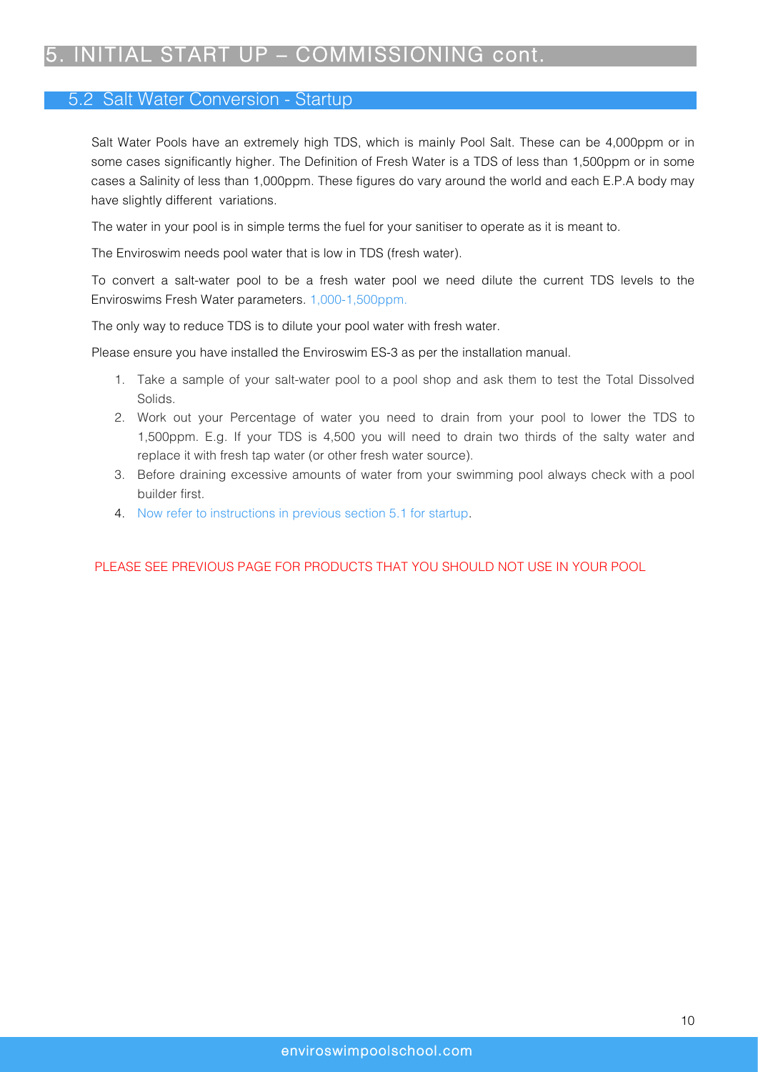# 5. INITIAL START UP – COMMISSIONING cont.

## 5.2 Salt Water Conversion - Startup

Salt Water Pools have an extremely high TDS, which is mainly Pool Salt. These can be 4,000ppm or in some cases significantly higher. The Definition of Fresh Water is a TDS of less than 1,500ppm or in some cases a Salinity of less than 1,000ppm. These figures do vary around the world and each E.P.A body may have slightly different variations.

The water in your pool is in simple terms the fuel for your sanitiser to operate as it is meant to.

The Enviroswim needs pool water that is low in TDS (fresh water).

To convert a salt-water pool to be a fresh water pool we need dilute the current TDS levels to the Enviroswims Fresh Water parameters. 1,000-1,500ppm.

The only way to reduce TDS is to dilute your pool water with fresh water.

Please ensure you have installed the Enviroswim ES-3 as per the installation manual.

1. Take a sample of your salt-water pool to a pool shop and ask them to test the Total Dissolved Solids.
2. Work out your Percentage of water you need to drain from your pool to lower the TDS to 1,500ppm. E.g. If your TDS is 4,500 you will need to drain two thirds of the salty water and replace it with fresh tap water (or other fresh water source).
3. Before draining excessive amounts of water from your swimming pool always check with a pool builder first.
4. Now refer to instructions in previous section 5.1 for startup.

PLEASE SEE PREVIOUS PAGE FOR PRODUCTS THAT YOU SHOULD NOT USE IN YOUR POOL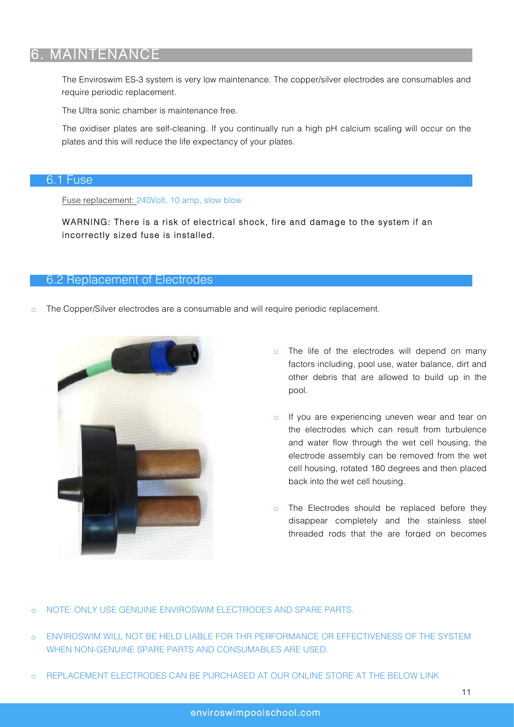# 6. MAINTENANCE

The Enviroswim ES-3 system is very low maintenance. The copper/silver electrodes are consumables and require periodic replacement.

The Ultra sonic chamber is maintenance free.

The oxidiser plates are self-cleaning. If you continually run a high pH calcium scaling will occur on the plates and this will reduce the life expectancy of your plates.

## 6.1 Fuse

Fuse replacement: 240Volt, 10 amp, slow blow

WARNING: There is a risk of electrical shock, fire and damage to the system if an incorrectly sized fuse is installed.

## 6.2 Replacement of Electrodes

- The Copper/Silver electrodes are a consumable and will require periodic replacement.
- The life of the electrodes will depend on many factors including, pool use, water balance, dirt and other debris that are allowed to build up in the pool.
- If you are experiencing uneven wear and tear on the electrodes which can result from turbulence and water flow through the wet cell housing, the electrode assembly can be removed from the wet cell housing, rotated 180 degrees and then placed back into the wet cell housing.
- The Electrodes should be replaced before they disappear completely and the stainless steel threaded rods that the are forged on becomes

- NOTE: ONLY USE GENUINE ENVIROSWIM ELECTRODES AND SPARE PARTS.
- ENVIROSWIM WILL NOT BE HELD LIABLE FOR THR PERFORMANCE OR EFFECTIVENESS OF THE SYSTEM WHEN NON-GENUINE SPARE PARTS AND CONSUMABLES ARE USED.
- REPLACEMENT ELECTRODES CAN BE PURCHASED AT OUR ONLINE STORE AT THE BELOW LINK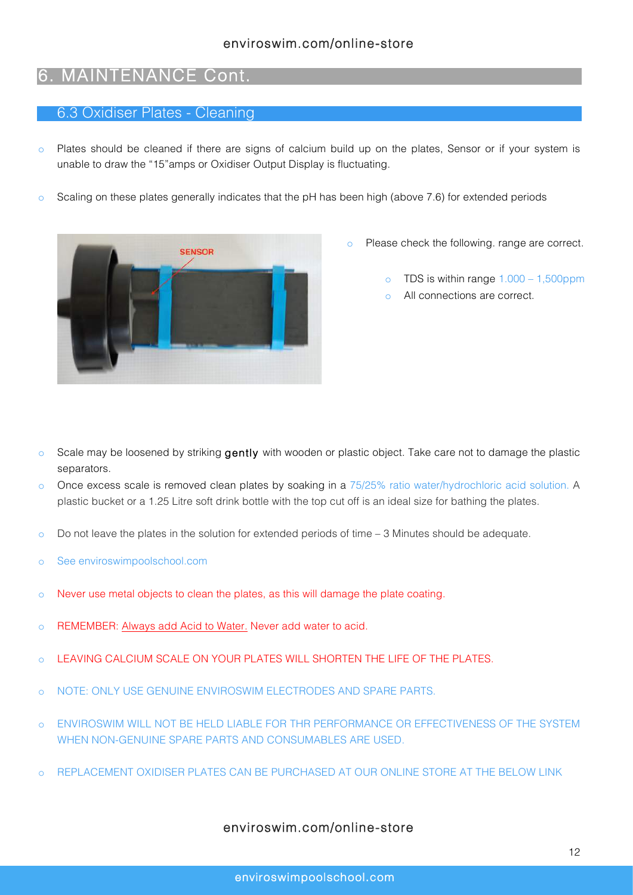## 6. MAINTENANCE Cont.

### 6.3 Oxidiser Plates - Cleaning

- Plates should be cleaned if there are signs of calcium build up on the plates, Sensor or if your system is unable to draw the "15"amps or Oxidiser Output Display is fluctuating.
- Scaling on these plates generally indicates that the pH has been high (above 7.6) for extended periods
- Please check the following. range are correct.
  - TDS is within range 1.000 – 1,500ppm
  - All connections are correct.
- Scale may be loosened by striking **gently** with wooden or plastic object. Take care not to damage the plastic separators.
- Once excess scale is removed clean plates by soaking in a 75/25% ratio water/hydrochloric acid solution. A plastic bucket or a 1.25 Litre soft drink bottle with the top cut off is an ideal size for bathing the plates.
- Do not leave the plates in the solution for extended periods of time – 3 Minutes should be adequate.
- See enviroswimpoolschool.com
- Never use metal objects to clean the plates, as this will damage the plate coating.
- REMEMBER: Always add Acid to Water. Never add water to acid.
- LEAVING CALCIUM SCALE ON YOUR PLATES WILL SHORTEN THE LIFE OF THE PLATES.
- NOTE: ONLY USE GENUINE ENVIROSWIM ELECTRODES AND SPARE PARTS.
- ENVIROSWIM WILL NOT BE HELD LIABLE FOR THR PERFORMANCE OR EFFECTIVENESS OF THE SYSTEM WHEN NON-GENUINE SPARE PARTS AND CONSUMABLES ARE USED.
- REPLACEMENT OXIDISER PLATES CAN BE PURCHASED AT OUR ONLINE STORE AT THE BELOW LINK

enviroswim.com/online-store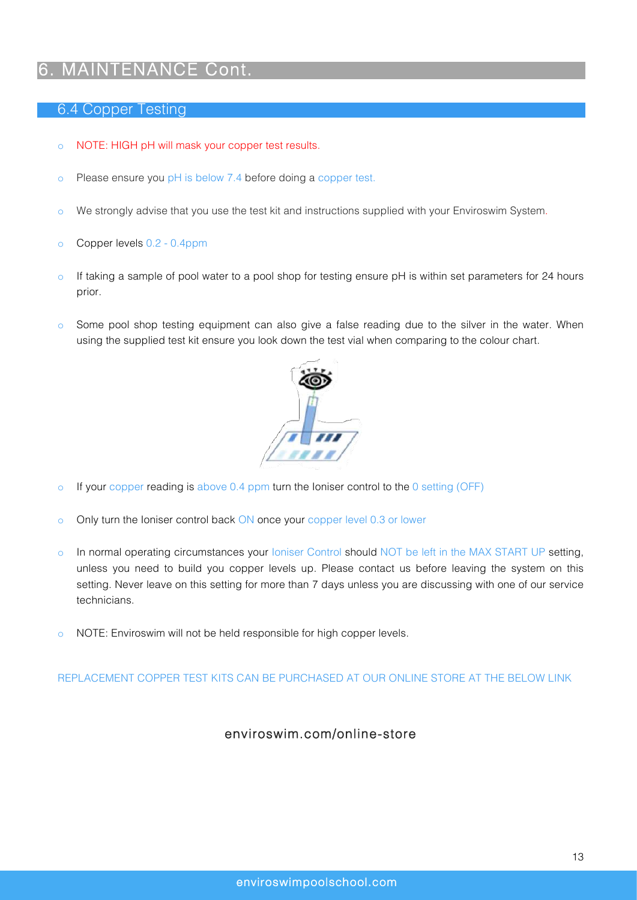# 6. MAINTENANCE Cont.

## 6.4 Copper Testing

- NOTE: HIGH pH will mask your copper test results.
- Please ensure you pH is below 7.4 before doing a copper test.
- We strongly advise that you use the test kit and instructions supplied with your Enviroswim System.
- Copper levels 0.2 - 0.4ppm
- If taking a sample of pool water to a pool shop for testing ensure pH is within set parameters for 24 hours prior.
- Some pool shop testing equipment can also give a false reading due to the silver in the water. When using the supplied test kit ensure you look down the test vial when comparing to the colour chart.
- If your copper reading is above 0.4 ppm turn the Ioniser control to the 0 setting (OFF)
- Only turn the Ioniser control back ON once your copper level 0.3 or lower
- In normal operating circumstances your Ioniser Control should NOT be left in the MAX START UP setting, unless you need to build you copper levels up. Please contact us before leaving the system on this setting. Never leave on this setting for more than 7 days unless you are discussing with one of our service technicians.
- NOTE: Enviroswim will not be held responsible for high copper levels.

REPLACEMENT COPPER TEST KITS CAN BE PURCHASED AT OUR ONLINE STORE AT THE BELOW LINK

enviroswim.com/online-store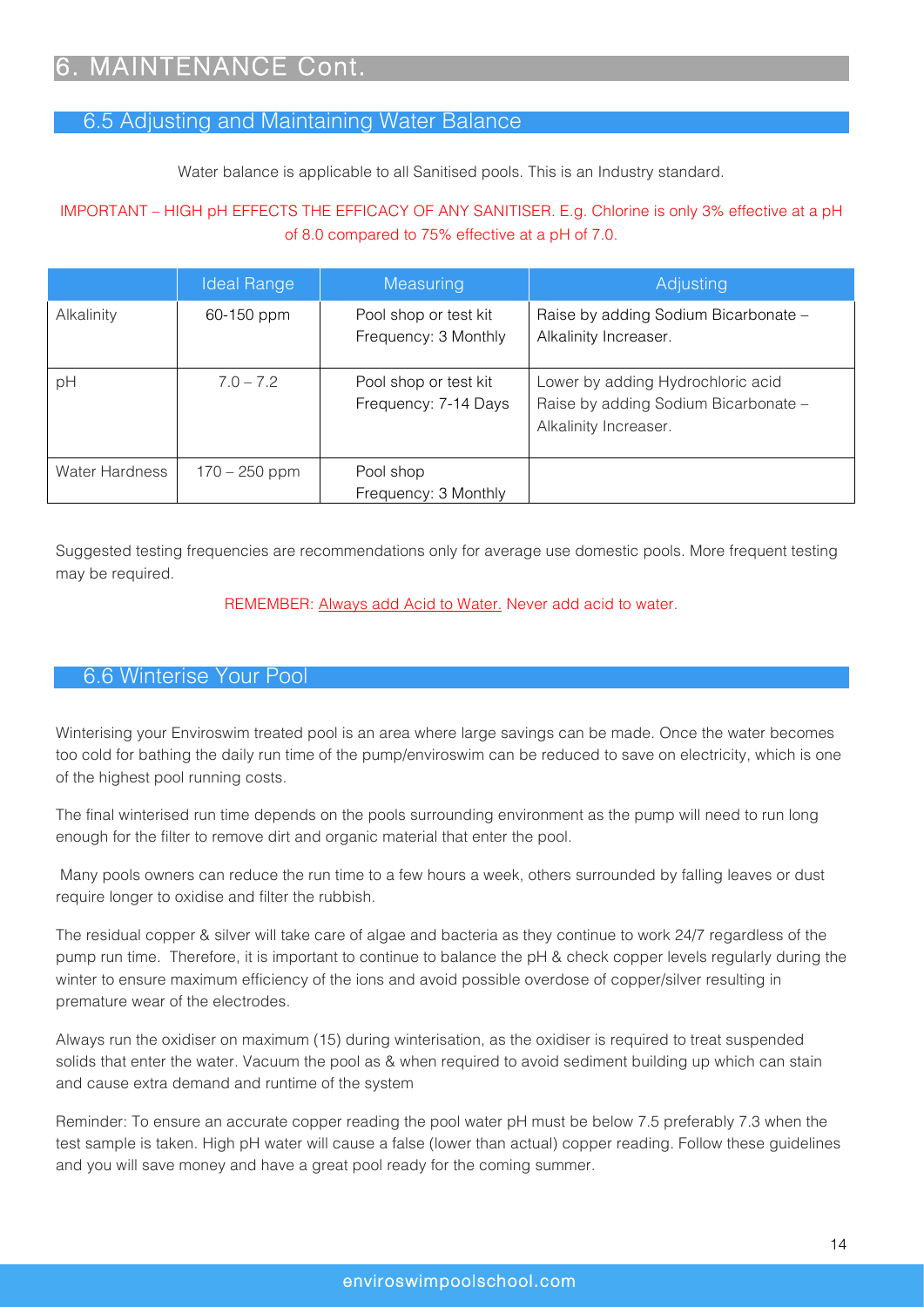# 6. MAINTENANCE Cont.

## 6.5 Adjusting and Maintaining Water Balance

Water balance is applicable to all Sanitised pools. This is an Industry standard.

IMPORTANT – HIGH pH EFFECTS THE EFFICACY OF ANY SANITISER. E.g. Chlorine is only 3% effective at a pH of 8.0 compared to 75% effective at a pH of 7.0.

| | Ideal Range | Measuring | Adjusting |
|---|---|---|---|
| Alkalinity | 60-150 ppm | Pool shop or test kit<br>Frequency: 3 Monthly | Raise by adding Sodium Bicarbonate – Alkalinity Increaser. |
| pH | 7.0 – 7.2 | Pool shop or test kit<br>Frequency: 7-14 Days | Lower by adding Hydrochloric acid<br>Raise by adding Sodium Bicarbonate – Alkalinity Increaser. |
| Water Hardness | 170 – 250 ppm | Pool shop<br>Frequency: 3 Monthly | |

Suggested testing frequencies are recommendations only for average use domestic pools. More frequent testing may be required.

REMEMBER: Always add Acid to Water. Never add acid to water.

## 6.6 Winterise Your Pool

Winterising your Enviroswim treated pool is an area where large savings can be made. Once the water becomes too cold for bathing the daily run time of the pump/enviroswim can be reduced to save on electricity, which is one of the highest pool running costs.

The final winterised run time depends on the pools surrounding environment as the pump will need to run long enough for the filter to remove dirt and organic material that enter the pool.

Many pools owners can reduce the run time to a few hours a week, others surrounded by falling leaves or dust require longer to oxidise and filter the rubbish.

The residual copper & silver will take care of algae and bacteria as they continue to work 24/7 regardless of the pump run time. Therefore, it is important to continue to balance the pH & check copper levels regularly during the winter to ensure maximum efficiency of the ions and avoid possible overdose of copper/silver resulting in premature wear of the electrodes.

Always run the oxidiser on maximum (15) during winterisation, as the oxidiser is required to treat suspended solids that enter the water. Vacuum the pool as & when required to avoid sediment building up which can stain and cause extra demand and runtime of the system

Reminder: To ensure an accurate copper reading the pool water pH must be below 7.5 preferably 7.3 when the test sample is taken. High pH water will cause a false (lower than actual) copper reading. Follow these guidelines and you will save money and have a great pool ready for the coming summer.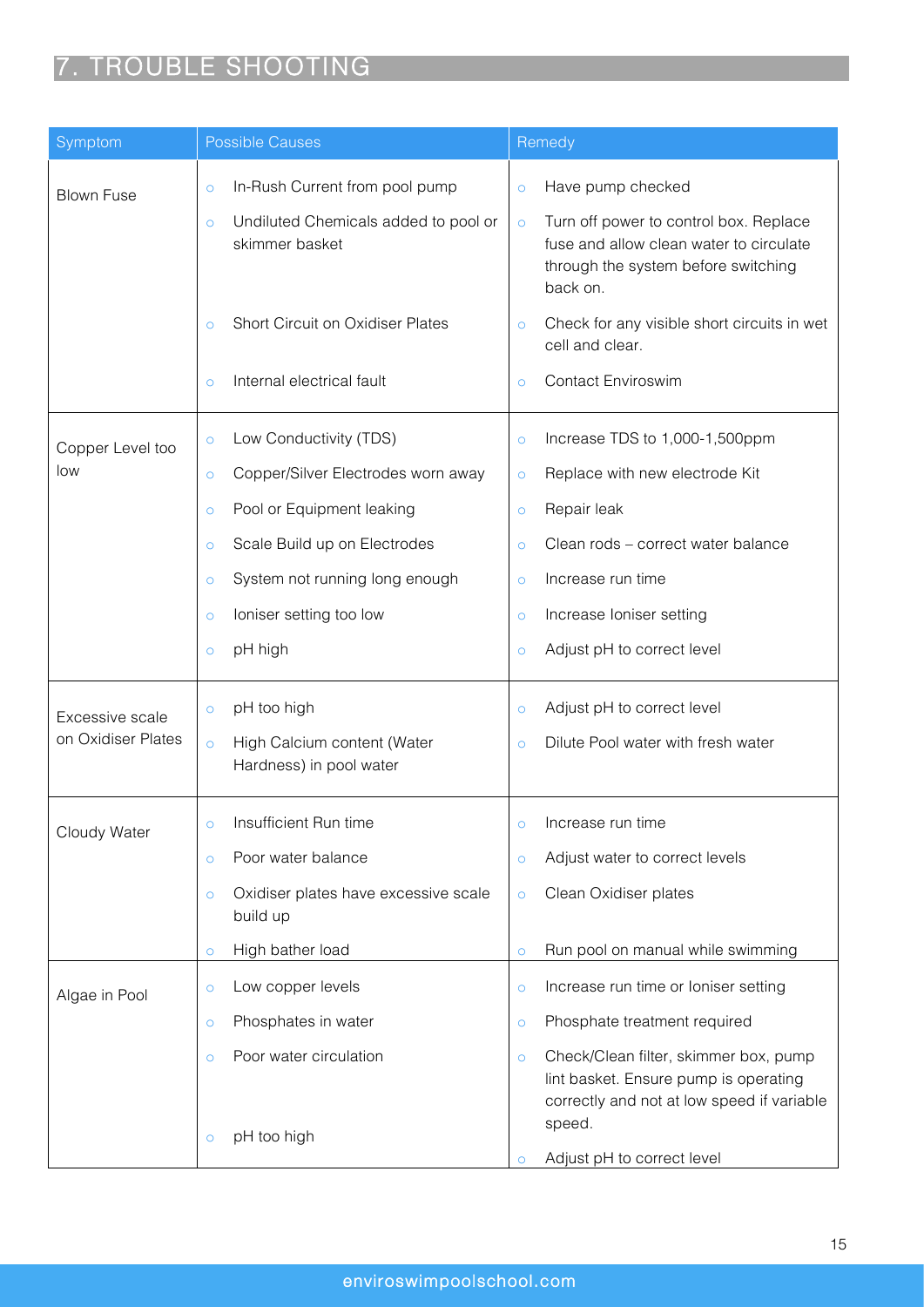# 7. TROUBLE SHOOTING

| Symptom | Possible Causes | Remedy |
| --- | --- | --- |
| Blown Fuse | In-Rush Current from pool pump | Have pump checked |
| | Undiluted Chemicals added to pool or skimmer basket | Turn off power to control box. Replace fuse and allow clean water to circulate through the system before switching back on. |
| | Short Circuit on Oxidiser Plates | Check for any visible short circuits in wet cell and clear. |
| | Internal electrical fault | Contact Enviroswim |
| Copper Level too low | Low Conductivity (TDS) | Increase TDS to 1,000-1,500ppm |
| | Copper/Silver Electrodes worn away | Replace with new electrode Kit |
| | Pool or Equipment leaking | Repair leak |
| | Scale Build up on Electrodes | Clean rods – correct water balance |
| | System not running long enough | Increase run time |
| | Ioniser setting too low | Increase Ioniser setting |
| | pH high | Adjust pH to correct level |
| Excessive scale on Oxidiser Plates | pH too high | Adjust pH to correct level |
| | High Calcium content (Water Hardness) in pool water | Dilute Pool water with fresh water |
| Cloudy Water | Insufficient Run time | Increase run time |
| | Poor water balance | Adjust water to correct levels |
| | Oxidiser plates have excessive scale build up | Clean Oxidiser plates |
| | High bather load | Run pool on manual while swimming |
| Algae in Pool | Low copper levels | Increase run time or Ioniser setting |
| | Phosphates in water | Phosphate treatment required |
| | Poor water circulation | Check/Clean filter, skimmer box, pump lint basket. Ensure pump is operating correctly and not at low speed if variable speed. |
| | pH too high | Adjust pH to correct level |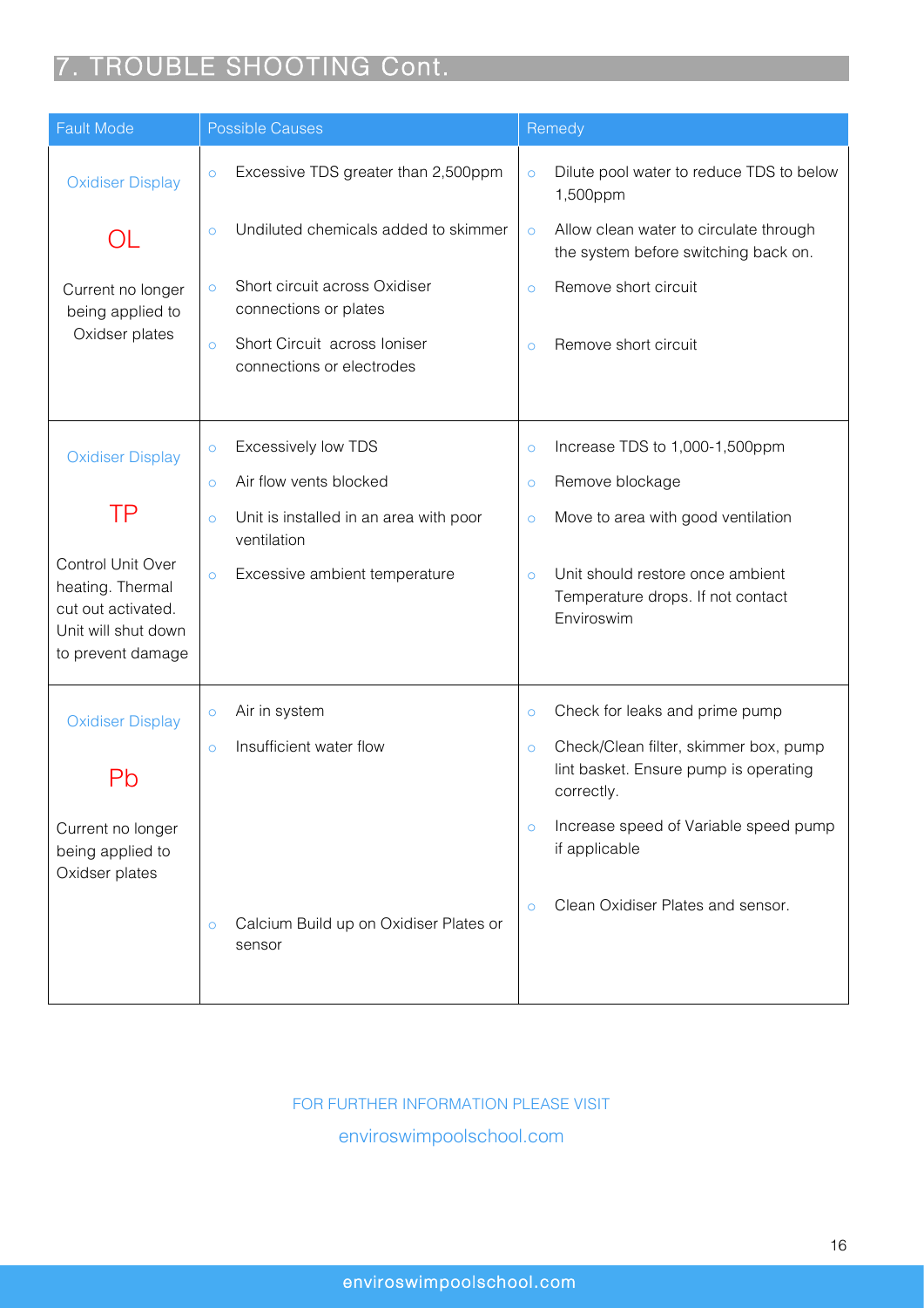# 7. TROUBLE SHOOTING Cont.

| Fault Mode | Possible Causes | Remedy |
|---|---|---|
| Oxidiser Display<br><br>OL<br><br>Current no longer being applied to Oxidser plates | ○ Excessive TDS greater than 2,500ppm<br>○ Undiluted chemicals added to skimmer<br>○ Short circuit across Oxidiser connections or plates<br>○ Short Circuit across Ioniser connections or electrodes | ○ Dilute pool water to reduce TDS to below 1,500ppm<br>○ Allow clean water to circulate through the system before switching back on.<br>○ Remove short circuit<br>○ Remove short circuit |
| Oxidiser Display<br><br>TP<br><br>Control Unit Over heating. Thermal cut out activated. Unit will shut down to prevent damage | ○ Excessively low TDS<br>○ Air flow vents blocked<br>○ Unit is installed in an area with poor ventilation<br>○ Excessive ambient temperature | ○ Increase TDS to 1,000-1,500ppm<br>○ Remove blockage<br>○ Move to area with good ventilation<br>○ Unit should restore once ambient Temperature drops. If not contact Enviroswim |
| Oxidiser Display<br><br>Pb<br><br>Current no longer being applied to Oxidser plates | ○ Air in system<br>○ Insufficient water flow<br>○ Calcium Build up on Oxidiser Plates or sensor | ○ Check for leaks and prime pump<br>○ Check/Clean filter, skimmer box, pump lint basket. Ensure pump is operating correctly.<br>○ Increase speed of Variable speed pump if applicable<br>○ Clean Oxidiser Plates and sensor. |

FOR FURTHER INFORMATION PLEASE VISIT

enviroswimpoolschool.com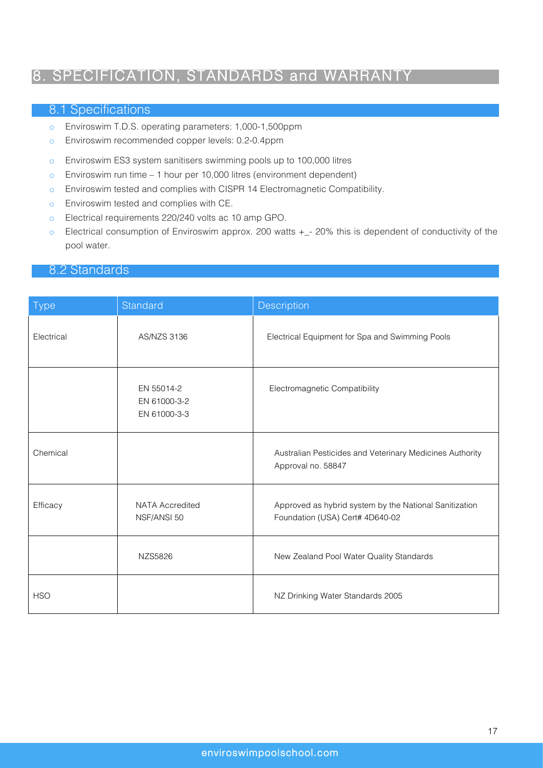# 8. SPECIFICATION, STANDARDS and WARRANTY

## 8.1 Specifications

- Enviroswim T.D.S. operating parameters: 1,000-1,500ppm
- Enviroswim recommended copper levels: 0.2-0.4ppm
- Enviroswim ES3 system sanitisers swimming pools up to 100,000 litres
- Enviroswim run time – 1 hour per 10,000 litres (environment dependent)
- Enviroswim tested and complies with CISPR 14 Electromagnetic Compatibility.
- Enviroswim tested and complies with CE.
- Electrical requirements 220/240 volts ac 10 amp GPO.
- Electrical consumption of Enviroswim approx. 200 watts +_- 20% this is dependent of conductivity of the pool water.

## 8.2 Standards

| Type | Standard | Description |
|---|---|---|
| Electrical | AS/NZS 3136 | Electrical Equipment for Spa and Swimming Pools |
| | EN 55014-2<br>EN 61000-3-2<br>EN 61000-3-3 | Electromagnetic Compatibility |
| Chemical | | Australian Pesticides and Veterinary Medicines Authority Approval no. 58847 |
| Efficacy | NATA Accredited<br>NSF/ANSI 50 | Approved as hybrid system by the National Sanitization Foundation (USA) Cert# 4D640-02 |
| | NZS5826 | New Zealand Pool Water Quality Standards |
| HSO | | NZ Drinking Water Standards 2005 |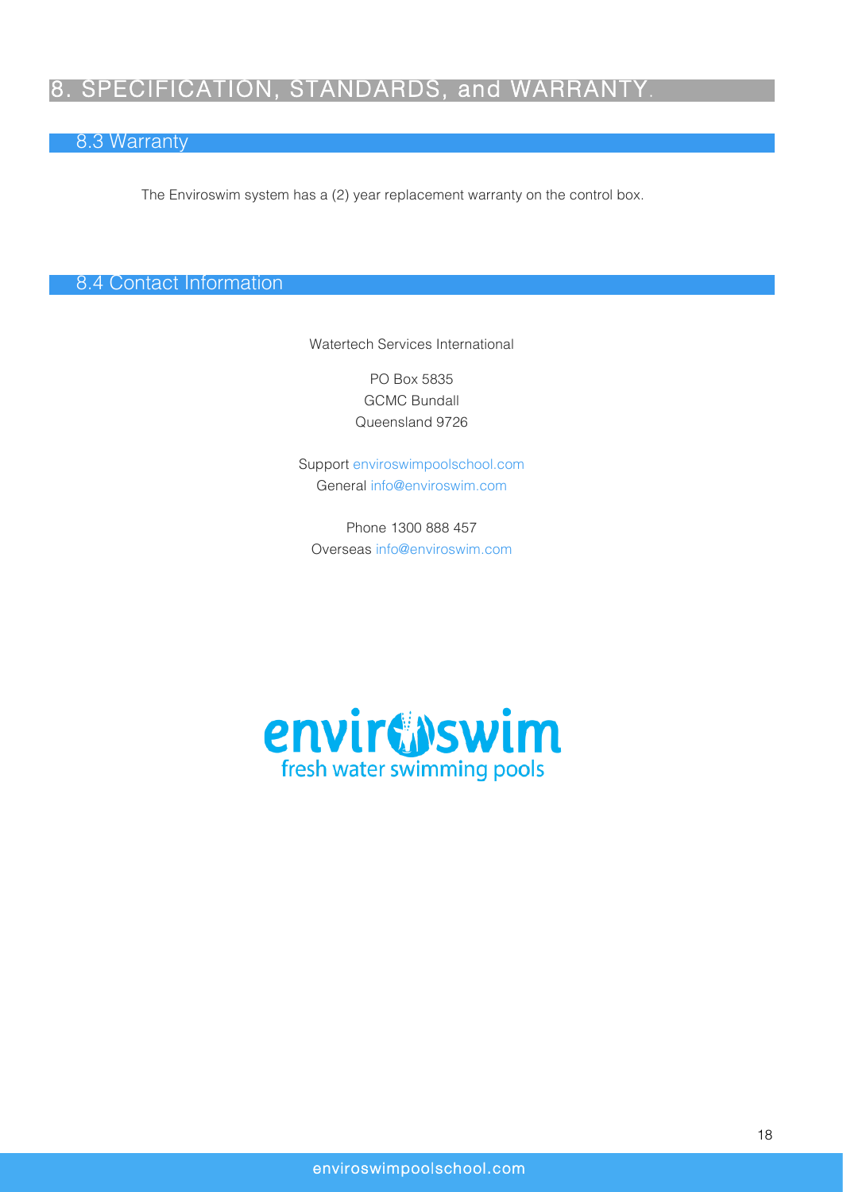# 8. SPECIFICATION, STANDARDS, and WARRANTY.

## 8.3 Warranty

The Enviroswim system has a (2) year replacement warranty on the control box.

## 8.4 Contact Information

Watertech Services International

PO Box 5835
GCMC Bundall
Queensland 9726

Support enviroswimpoolschool.com
General info@enviroswim.com

Phone 1300 888 457
Overseas info@enviroswim.com

enviroswim
fresh water swimming pools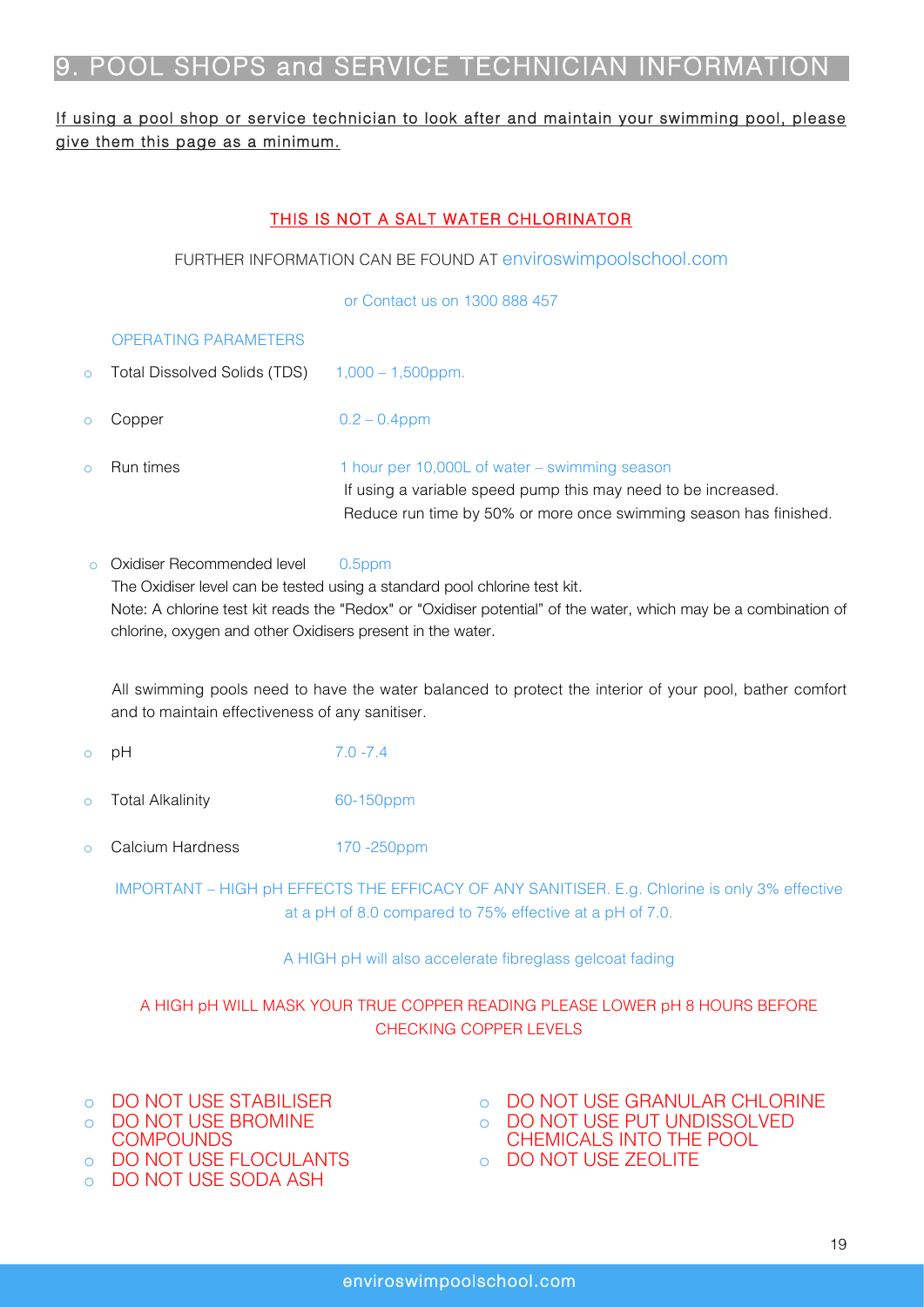## 9. POOL SHOPS and SERVICE TECHNICIAN INFORMATION

If using a pool shop or service technician to look after and maintain your swimming pool, please give them this page as a minimum.

**THIS IS NOT A SALT WATER CHLORINATOR**

FURTHER INFORMATION CAN BE FOUND AT enviroswimpoolschool.com

or Contact us on 1300 888 457

OPERATING PARAMETERS

- Total Dissolved Solids (TDS) 1,000 – 1,500ppm.
- Copper 0.2 – 0.4ppm
- Run times 1 hour per 10,000L of water – swimming season  
  If using a variable speed pump this may need to be increased.  
  Reduce run time by 50% or more once swimming season has finished.
- Oxidiser Recommended level 0.5ppm  
  The Oxidiser level can be tested using a standard pool chlorine test kit.  
  Note: A chlorine test kit reads the "Redox" or "Oxidiser potential" of the water, which may be a combination of chlorine, oxygen and other Oxidisers present in the water.

All swimming pools need to have the water balanced to protect the interior of your pool, bather comfort and to maintain effectiveness of any sanitiser.

- pH 7.0 -7.4
- Total Alkalinity 60-150ppm
- Calcium Hardness 170 -250ppm

IMPORTANT – HIGH pH EFFECTS THE EFFICACY OF ANY SANITISER. E.g. Chlorine is only 3% effective at a pH of 8.0 compared to 75% effective at a pH of 7.0.

A HIGH pH will also accelerate fibreglass gelcoat fading

A HIGH pH WILL MASK YOUR TRUE COPPER READING PLEASE LOWER pH 8 HOURS BEFORE CHECKING COPPER LEVELS

- DO NOT USE STABILISER
- DO NOT USE BROMINE COMPOUNDS
- DO NOT USE FLOCULANTS
- DO NOT USE SODA ASH
- DO NOT USE GRANULAR CHLORINE
- DO NOT USE PUT UNDISSOLVED CHEMICALS INTO THE POOL
- DO NOT USE ZEOLITE